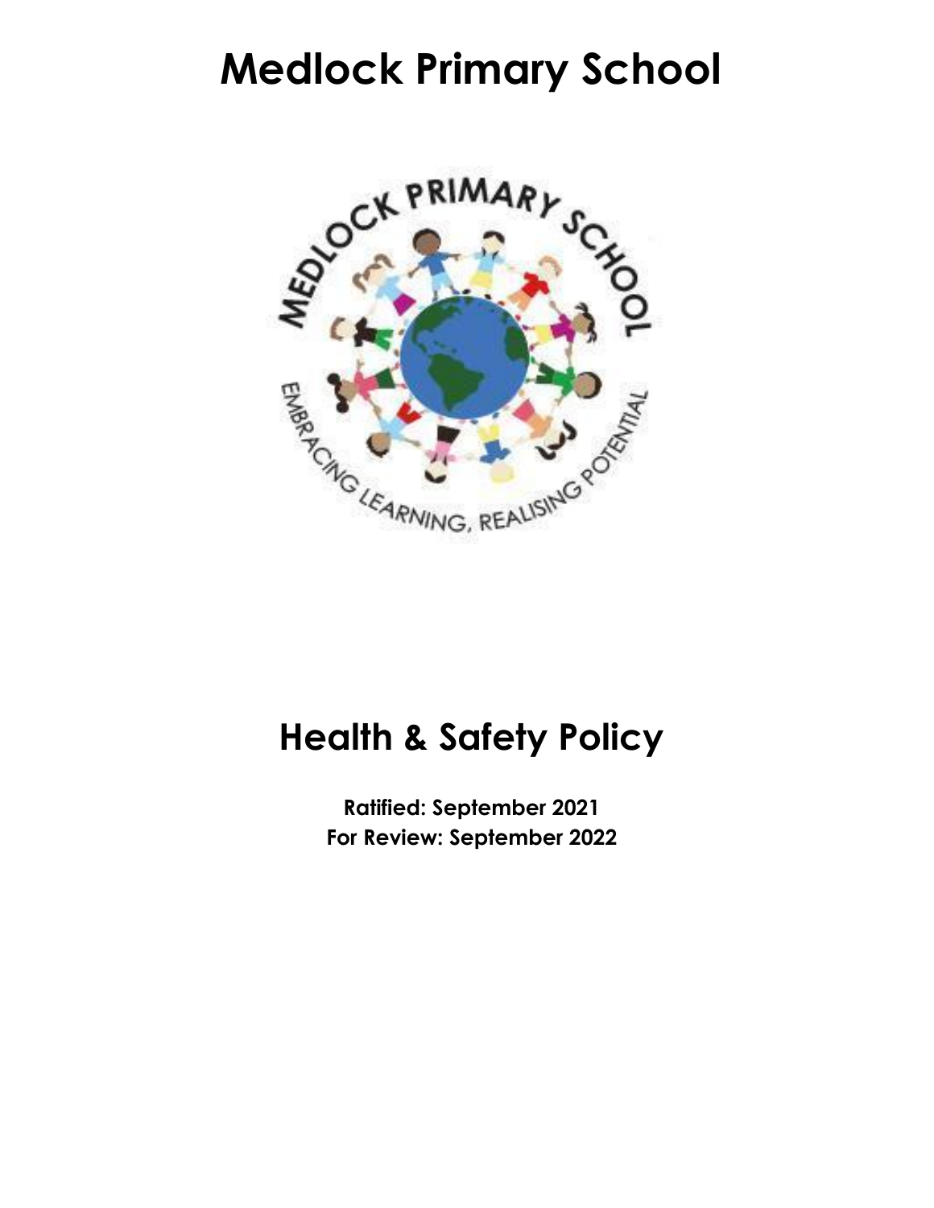# Medlock Primary School

# Health & Safety Policy

**Ratified: September 2021**
**For Review: September 2022**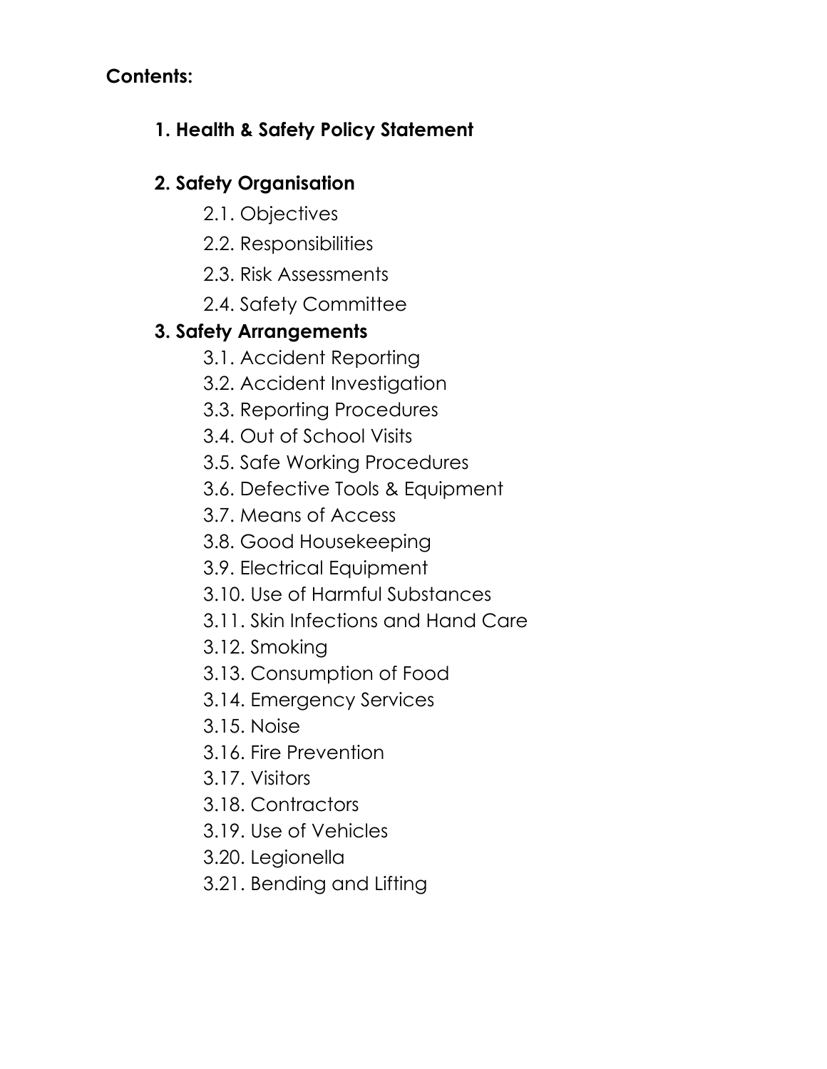**Contents:**

**1. Health & Safety Policy Statement**

**2. Safety Organisation**

- 2.1. Objectives
- 2.2. Responsibilities
- 2.3. Risk Assessments
- 2.4. Safety Committee

**3. Safety Arrangements**

- 3.1. Accident Reporting
- 3.2. Accident Investigation
- 3.3. Reporting Procedures
- 3.4. Out of School Visits
- 3.5. Safe Working Procedures
- 3.6. Defective Tools & Equipment
- 3.7. Means of Access
- 3.8. Good Housekeeping
- 3.9. Electrical Equipment
- 3.10. Use of Harmful Substances
- 3.11. Skin Infections and Hand Care
- 3.12. Smoking
- 3.13. Consumption of Food
- 3.14. Emergency Services
- 3.15. Noise
- 3.16. Fire Prevention
- 3.17. Visitors
- 3.18. Contractors
- 3.19. Use of Vehicles
- 3.20. Legionella
- 3.21. Bending and Lifting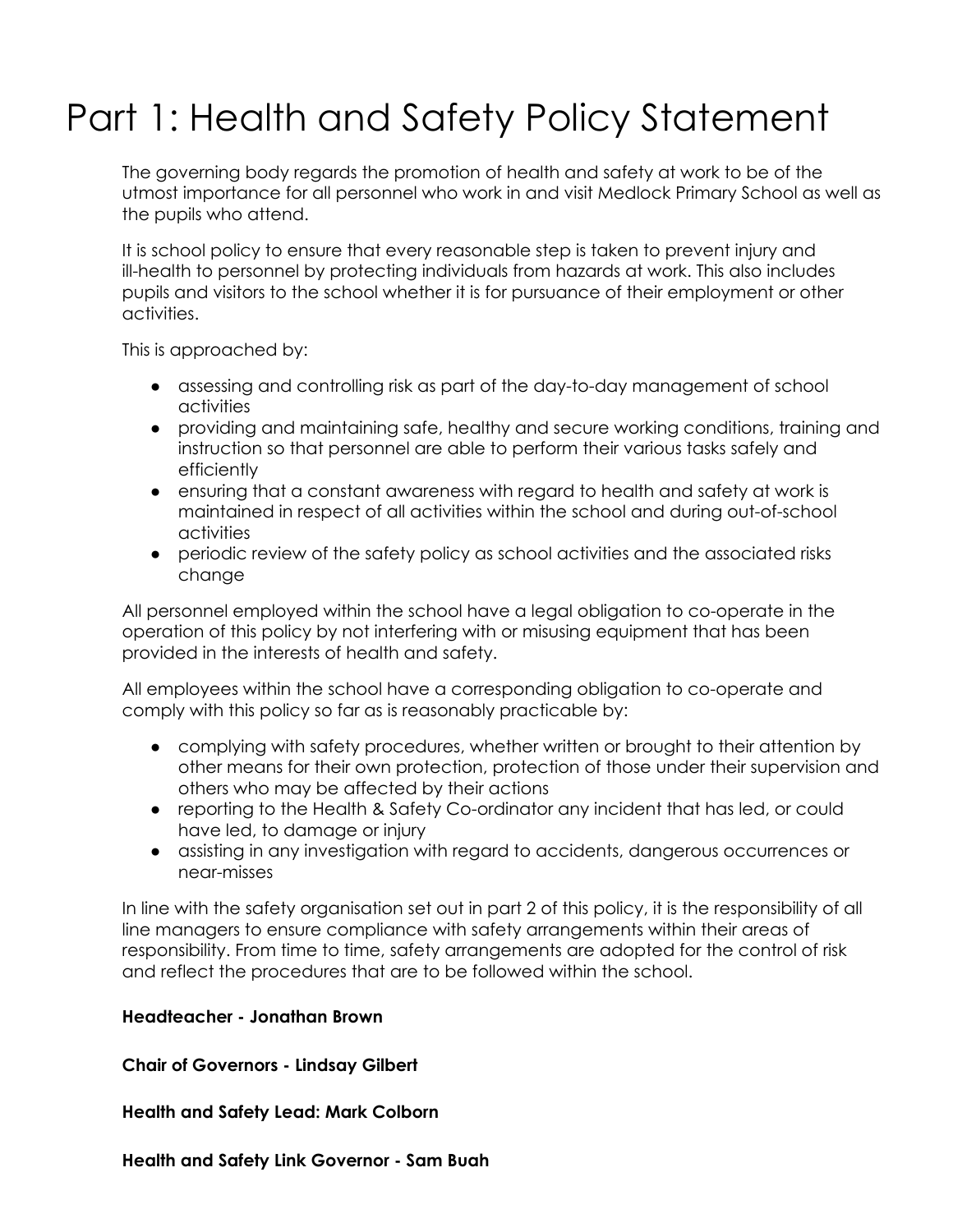# Part 1: Health and Safety Policy Statement

The governing body regards the promotion of health and safety at work to be of the utmost importance for all personnel who work in and visit Medlock Primary School as well as the pupils who attend.

It is school policy to ensure that every reasonable step is taken to prevent injury and ill-health to personnel by protecting individuals from hazards at work. This also includes pupils and visitors to the school whether it is for pursuance of their employment or other activities.

This is approached by:

- assessing and controlling risk as part of the day-to-day management of school activities
- providing and maintaining safe, healthy and secure working conditions, training and instruction so that personnel are able to perform their various tasks safely and efficiently
- ensuring that a constant awareness with regard to health and safety at work is maintained in respect of all activities within the school and during out-of-school activities
- periodic review of the safety policy as school activities and the associated risks change

All personnel employed within the school have a legal obligation to co-operate in the operation of this policy by not interfering with or misusing equipment that has been provided in the interests of health and safety.

All employees within the school have a corresponding obligation to co-operate and comply with this policy so far as is reasonably practicable by:

- complying with safety procedures, whether written or brought to their attention by other means for their own protection, protection of those under their supervision and others who may be affected by their actions
- reporting to the Health & Safety Co-ordinator any incident that has led, or could have led, to damage or injury
- assisting in any investigation with regard to accidents, dangerous occurrences or near-misses

In line with the safety organisation set out in part 2 of this policy, it is the responsibility of all line managers to ensure compliance with safety arrangements within their areas of responsibility. From time to time, safety arrangements are adopted for the control of risk and reflect the procedures that are to be followed within the school.

**Headteacher - Jonathan Brown**

**Chair of Governors - Lindsay Gilbert**

**Health and Safety Lead: Mark Colborn**

**Health and Safety Link Governor - Sam Buah**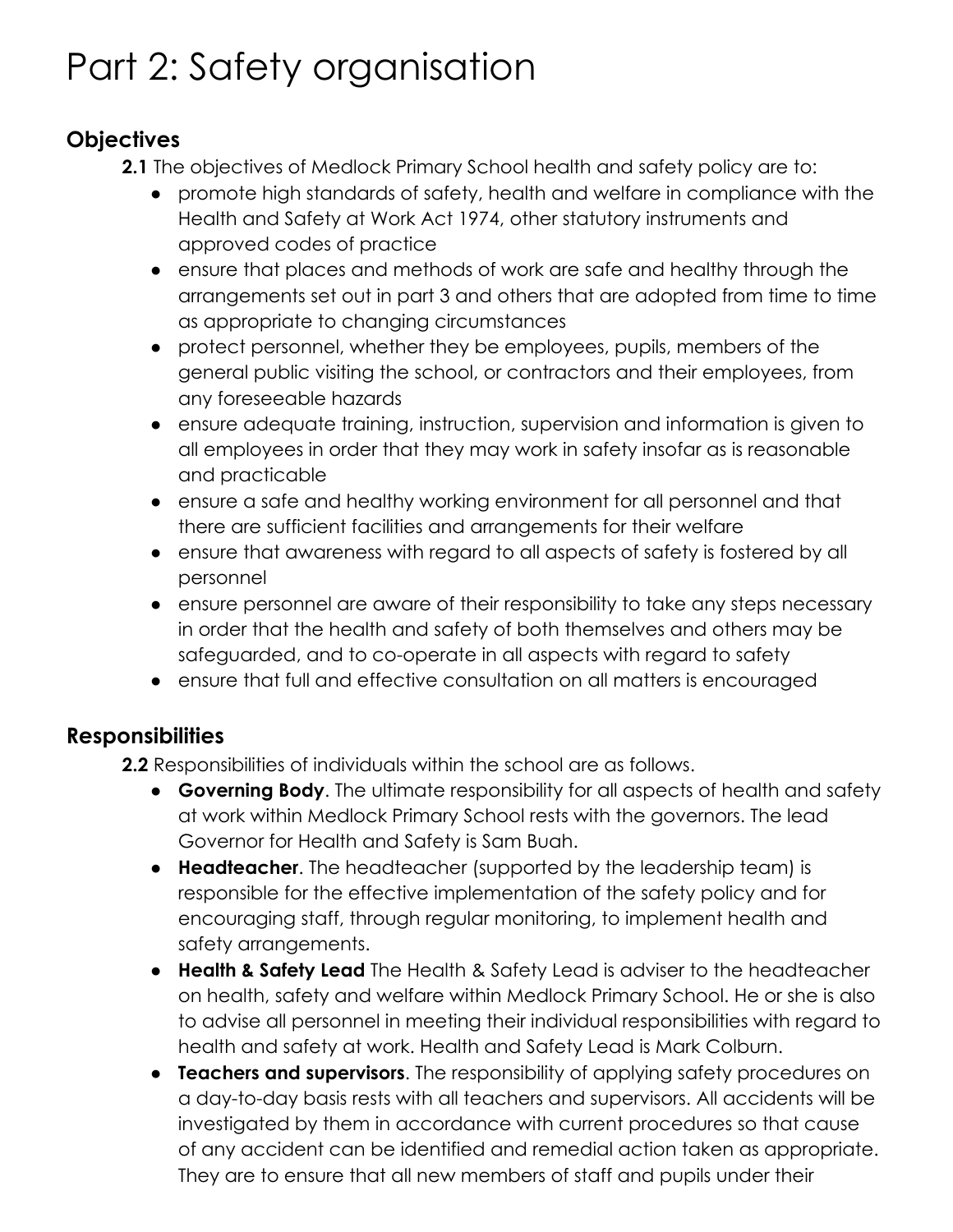# Part 2: Safety organisation

## Objectives

**2.1** The objectives of Medlock Primary School health and safety policy are to:

- promote high standards of safety, health and welfare in compliance with the Health and Safety at Work Act 1974, other statutory instruments and approved codes of practice
- ensure that places and methods of work are safe and healthy through the arrangements set out in part 3 and others that are adopted from time to time as appropriate to changing circumstances
- protect personnel, whether they be employees, pupils, members of the general public visiting the school, or contractors and their employees, from any foreseeable hazards
- ensure adequate training, instruction, supervision and information is given to all employees in order that they may work in safety insofar as is reasonable and practicable
- ensure a safe and healthy working environment for all personnel and that there are sufficient facilities and arrangements for their welfare
- ensure that awareness with regard to all aspects of safety is fostered by all personnel
- ensure personnel are aware of their responsibility to take any steps necessary in order that the health and safety of both themselves and others may be safeguarded, and to co-operate in all aspects with regard to safety
- ensure that full and effective consultation on all matters is encouraged

## Responsibilities

**2.2** Responsibilities of individuals within the school are as follows.

- **Governing Body**. The ultimate responsibility for all aspects of health and safety at work within Medlock Primary School rests with the governors. The lead Governor for Health and Safety is Sam Buah.
- **Headteacher**. The headteacher (supported by the leadership team) is responsible for the effective implementation of the safety policy and for encouraging staff, through regular monitoring, to implement health and safety arrangements.
- **Health & Safety Lead** The Health & Safety Lead is adviser to the headteacher on health, safety and welfare within Medlock Primary School. He or she is also to advise all personnel in meeting their individual responsibilities with regard to health and safety at work. Health and Safety Lead is Mark Colburn.
- **Teachers and supervisors**. The responsibility of applying safety procedures on a day-to-day basis rests with all teachers and supervisors. All accidents will be investigated by them in accordance with current procedures so that cause of any accident can be identified and remedial action taken as appropriate. They are to ensure that all new members of staff and pupils under their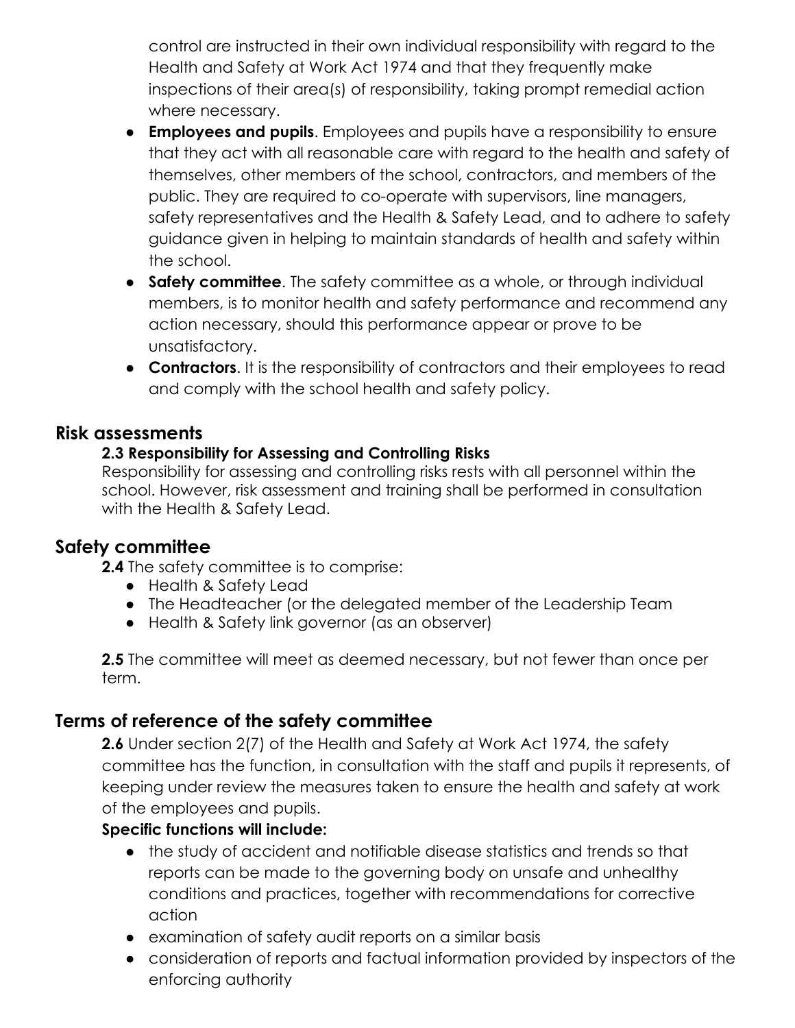control are instructed in their own individual responsibility with regard to the Health and Safety at Work Act 1974 and that they frequently make inspections of their area(s) of responsibility, taking prompt remedial action where necessary.

- **Employees and pupils**. Employees and pupils have a responsibility to ensure that they act with all reasonable care with regard to the health and safety of themselves, other members of the school, contractors, and members of the public. They are required to co-operate with supervisors, line managers, safety representatives and the Health & Safety Lead, and to adhere to safety guidance given in helping to maintain standards of health and safety within the school.
- **Safety committee**. The safety committee as a whole, or through individual members, is to monitor health and safety performance and recommend any action necessary, should this performance appear or prove to be unsatisfactory.
- **Contractors**. It is the responsibility of contractors and their employees to read and comply with the school health and safety policy.

## Risk assessments

**2.3 Responsibility for Assessing and Controlling Risks**

Responsibility for assessing and controlling risks rests with all personnel within the school. However, risk assessment and training shall be performed in consultation with the Health & Safety Lead.

## Safety committee

**2.4** The safety committee is to comprise:

- Health & Safety Lead
- The Headteacher (or the delegated member of the Leadership Team
- Health & Safety link governor (as an observer)

**2.5** The committee will meet as deemed necessary, but not fewer than once per term.

## Terms of reference of the safety committee

**2.6** Under section 2(7) of the Health and Safety at Work Act 1974, the safety committee has the function, in consultation with the staff and pupils it represents, of keeping under review the measures taken to ensure the health and safety at work of the employees and pupils.

**Specific functions will include:**

- the study of accident and notifiable disease statistics and trends so that reports can be made to the governing body on unsafe and unhealthy conditions and practices, together with recommendations for corrective action
- examination of safety audit reports on a similar basis
- consideration of reports and factual information provided by inspectors of the enforcing authority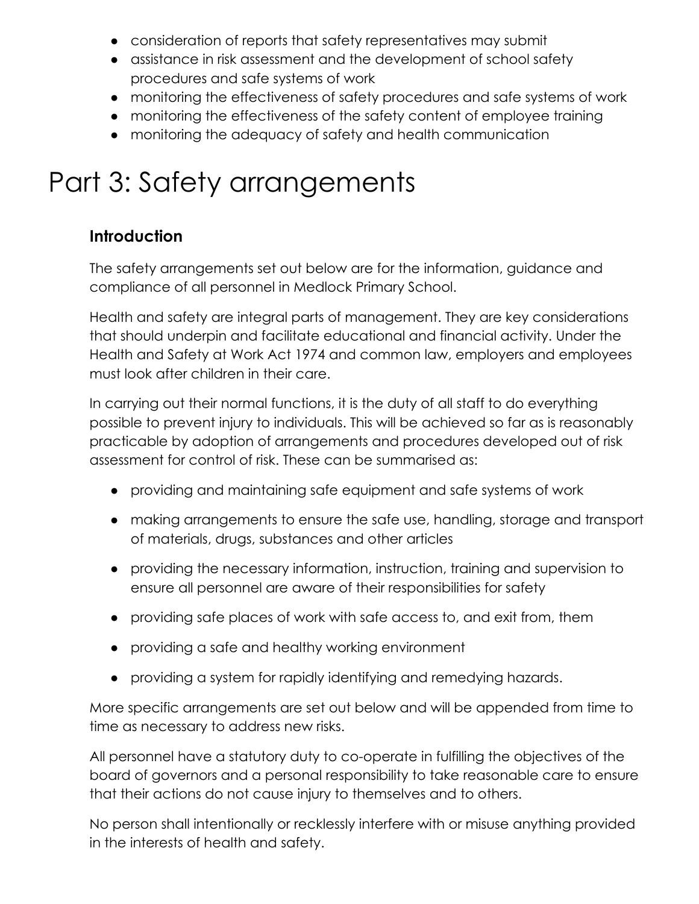- consideration of reports that safety representatives may submit
- assistance in risk assessment and the development of school safety procedures and safe systems of work
- monitoring the effectiveness of safety procedures and safe systems of work
- monitoring the effectiveness of the safety content of employee training
- monitoring the adequacy of safety and health communication

# Part 3: Safety arrangements

### Introduction

The safety arrangements set out below are for the information, guidance and compliance of all personnel in Medlock Primary School.

Health and safety are integral parts of management. They are key considerations that should underpin and facilitate educational and financial activity. Under the Health and Safety at Work Act 1974 and common law, employers and employees must look after children in their care.

In carrying out their normal functions, it is the duty of all staff to do everything possible to prevent injury to individuals. This will be achieved so far as is reasonably practicable by adoption of arrangements and procedures developed out of risk assessment for control of risk. These can be summarised as:

- providing and maintaining safe equipment and safe systems of work
- making arrangements to ensure the safe use, handling, storage and transport of materials, drugs, substances and other articles
- providing the necessary information, instruction, training and supervision to ensure all personnel are aware of their responsibilities for safety
- providing safe places of work with safe access to, and exit from, them
- providing a safe and healthy working environment
- providing a system for rapidly identifying and remedying hazards.

More specific arrangements are set out below and will be appended from time to time as necessary to address new risks.

All personnel have a statutory duty to co-operate in fulfilling the objectives of the board of governors and a personal responsibility to take reasonable care to ensure that their actions do not cause injury to themselves and to others.

No person shall intentionally or recklessly interfere with or misuse anything provided in the interests of health and safety.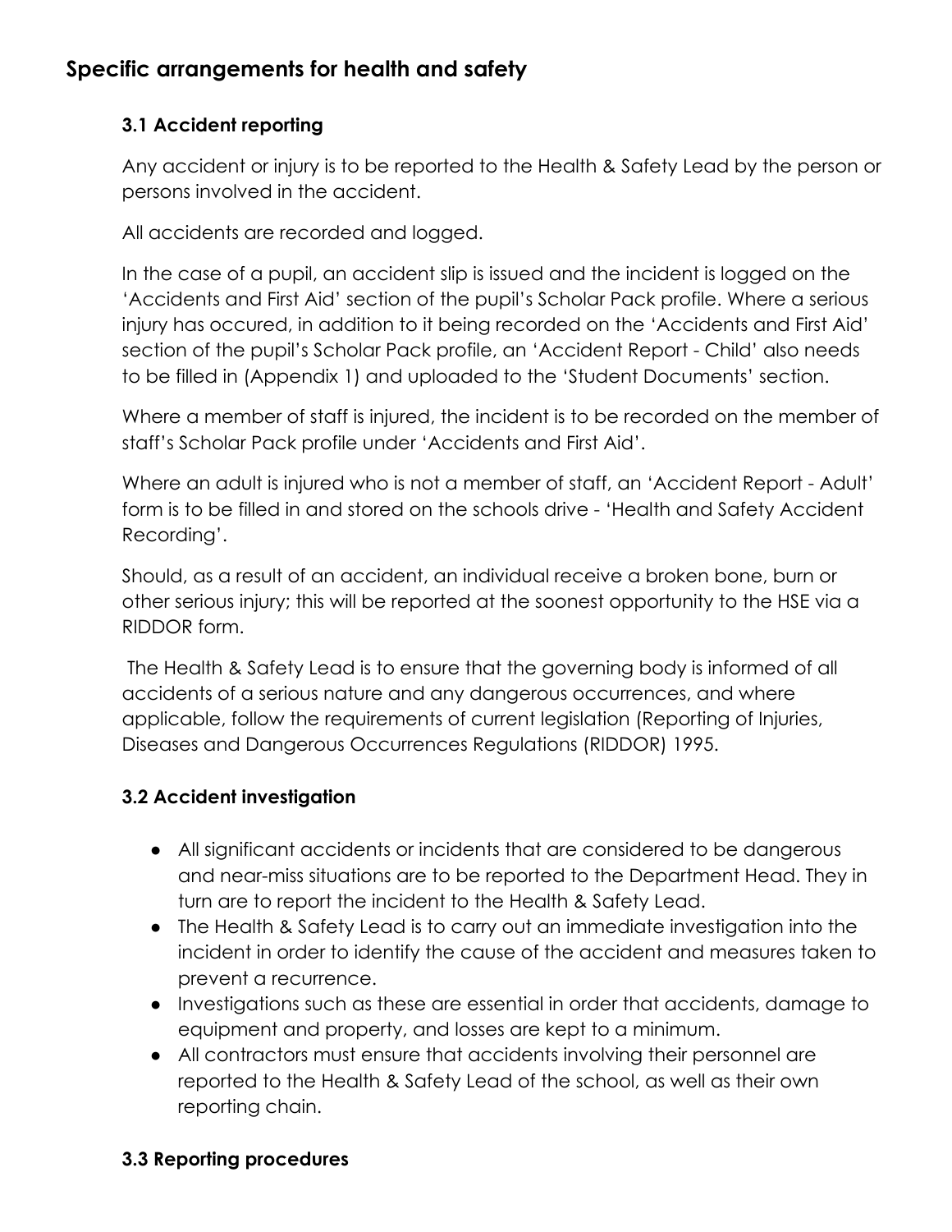## Specific arrangements for health and safety

### 3.1 Accident reporting

Any accident or injury is to be reported to the Health & Safety Lead by the person or persons involved in the accident.

All accidents are recorded and logged.

In the case of a pupil, an accident slip is issued and the incident is logged on the 'Accidents and First Aid' section of the pupil's Scholar Pack profile. Where a serious injury has occured, in addition to it being recorded on the 'Accidents and First Aid' section of the pupil's Scholar Pack profile, an 'Accident Report - Child' also needs to be filled in (Appendix 1) and uploaded to the 'Student Documents' section.

Where a member of staff is injured, the incident is to be recorded on the member of staff's Scholar Pack profile under 'Accidents and First Aid'.

Where an adult is injured who is not a member of staff, an 'Accident Report - Adult' form is to be filled in and stored on the schools drive - 'Health and Safety Accident Recording'.

Should, as a result of an accident, an individual receive a broken bone, burn or other serious injury; this will be reported at the soonest opportunity to the HSE via a RIDDOR form.

The Health & Safety Lead is to ensure that the governing body is informed of all accidents of a serious nature and any dangerous occurrences, and where applicable, follow the requirements of current legislation (Reporting of Injuries, Diseases and Dangerous Occurrences Regulations (RIDDOR) 1995.

### 3.2 Accident investigation

- All significant accidents or incidents that are considered to be dangerous and near-miss situations are to be reported to the Department Head. They in turn are to report the incident to the Health & Safety Lead.
- The Health & Safety Lead is to carry out an immediate investigation into the incident in order to identify the cause of the accident and measures taken to prevent a recurrence.
- Investigations such as these are essential in order that accidents, damage to equipment and property, and losses are kept to a minimum.
- All contractors must ensure that accidents involving their personnel are reported to the Health & Safety Lead of the school, as well as their own reporting chain.

### 3.3 Reporting procedures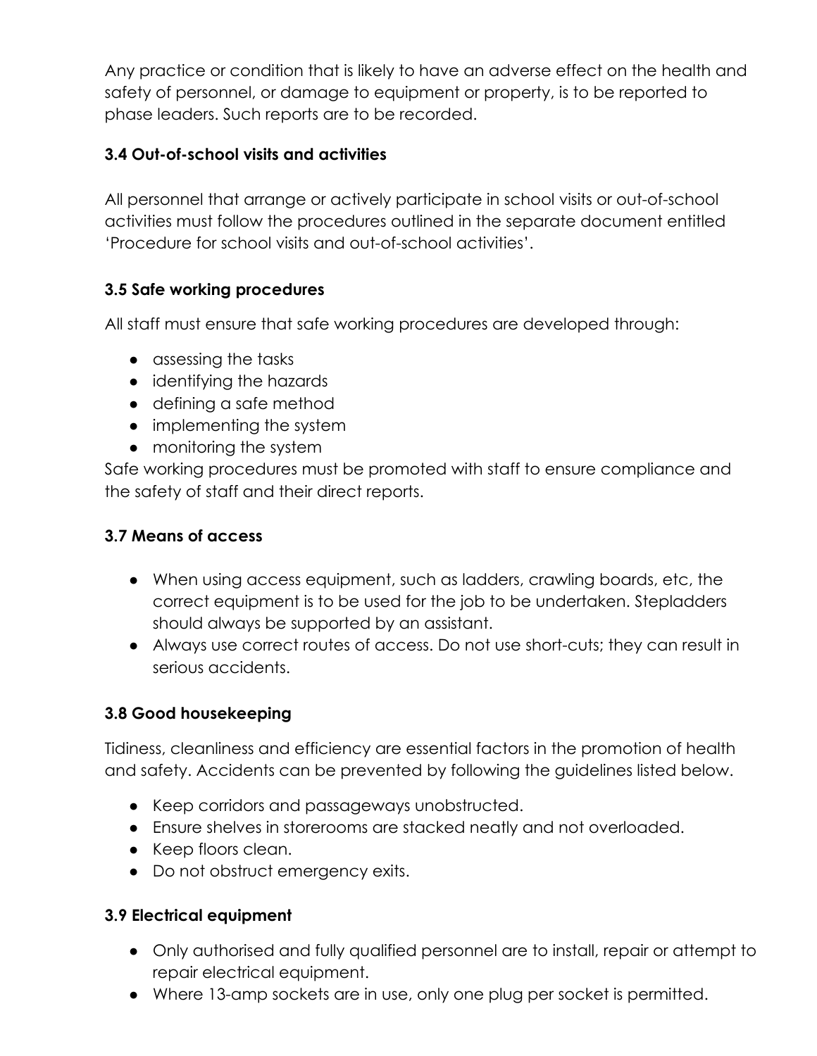Any practice or condition that is likely to have an adverse effect on the health and safety of personnel, or damage to equipment or property, is to be reported to phase leaders. Such reports are to be recorded.

### 3.4 Out-of-school visits and activities

All personnel that arrange or actively participate in school visits or out-of-school activities must follow the procedures outlined in the separate document entitled 'Procedure for school visits and out-of-school activities'.

### 3.5 Safe working procedures

All staff must ensure that safe working procedures are developed through:

- assessing the tasks
- identifying the hazards
- defining a safe method
- implementing the system
- monitoring the system

Safe working procedures must be promoted with staff to ensure compliance and the safety of staff and their direct reports.

### 3.7 Means of access

- When using access equipment, such as ladders, crawling boards, etc, the correct equipment is to be used for the job to be undertaken. Stepladders should always be supported by an assistant.
- Always use correct routes of access. Do not use short-cuts; they can result in serious accidents.

### 3.8 Good housekeeping

Tidiness, cleanliness and efficiency are essential factors in the promotion of health and safety. Accidents can be prevented by following the guidelines listed below.

- Keep corridors and passageways unobstructed.
- Ensure shelves in storerooms are stacked neatly and not overloaded.
- Keep floors clean.
- Do not obstruct emergency exits.

### 3.9 Electrical equipment

- Only authorised and fully qualified personnel are to install, repair or attempt to repair electrical equipment.
- Where 13-amp sockets are in use, only one plug per socket is permitted.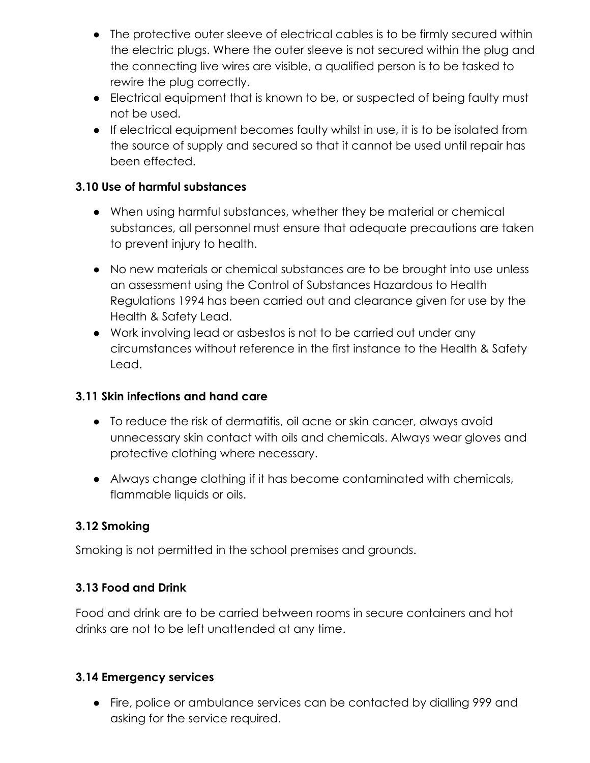- The protective outer sleeve of electrical cables is to be firmly secured within the electric plugs. Where the outer sleeve is not secured within the plug and the connecting live wires are visible, a qualified person is to be tasked to rewire the plug correctly.
- Electrical equipment that is known to be, or suspected of being faulty must not be used.
- If electrical equipment becomes faulty whilst in use, it is to be isolated from the source of supply and secured so that it cannot be used until repair has been effected.

### 3.10 Use of harmful substances

- When using harmful substances, whether they be material or chemical substances, all personnel must ensure that adequate precautions are taken to prevent injury to health.
- No new materials or chemical substances are to be brought into use unless an assessment using the Control of Substances Hazardous to Health Regulations 1994 has been carried out and clearance given for use by the Health & Safety Lead.
- Work involving lead or asbestos is not to be carried out under any circumstances without reference in the first instance to the Health & Safety Lead.

### 3.11 Skin infections and hand care

- To reduce the risk of dermatitis, oil acne or skin cancer, always avoid unnecessary skin contact with oils and chemicals. Always wear gloves and protective clothing where necessary.
- Always change clothing if it has become contaminated with chemicals, flammable liquids or oils.

### 3.12 Smoking

Smoking is not permitted in the school premises and grounds.

### 3.13 Food and Drink

Food and drink are to be carried between rooms in secure containers and hot drinks are not to be left unattended at any time.

### 3.14 Emergency services

- Fire, police or ambulance services can be contacted by dialling 999 and asking for the service required.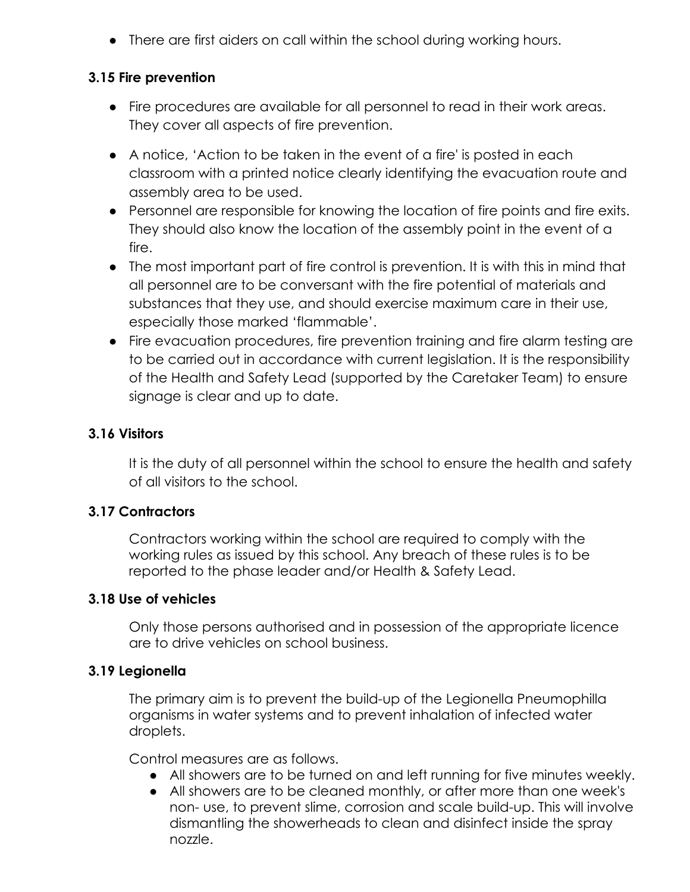- There are first aiders on call within the school during working hours.

### 3.15 Fire prevention

- Fire procedures are available for all personnel to read in their work areas. They cover all aspects of fire prevention.
- A notice, 'Action to be taken in the event of a fire' is posted in each classroom with a printed notice clearly identifying the evacuation route and assembly area to be used.
- Personnel are responsible for knowing the location of fire points and fire exits. They should also know the location of the assembly point in the event of a fire.
- The most important part of fire control is prevention. It is with this in mind that all personnel are to be conversant with the fire potential of materials and substances that they use, and should exercise maximum care in their use, especially those marked 'flammable'.
- Fire evacuation procedures, fire prevention training and fire alarm testing are to be carried out in accordance with current legislation. It is the responsibility of the Health and Safety Lead (supported by the Caretaker Team) to ensure signage is clear and up to date.

### 3.16 Visitors

It is the duty of all personnel within the school to ensure the health and safety of all visitors to the school.

### 3.17 Contractors

Contractors working within the school are required to comply with the working rules as issued by this school. Any breach of these rules is to be reported to the phase leader and/or Health & Safety Lead.

### 3.18 Use of vehicles

Only those persons authorised and in possession of the appropriate licence are to drive vehicles on school business.

### 3.19 Legionella

The primary aim is to prevent the build-up of the Legionella Pneumophilla organisms in water systems and to prevent inhalation of infected water droplets.

Control measures are as follows.

- All showers are to be turned on and left running for five minutes weekly.
- All showers are to be cleaned monthly, or after more than one week's non- use, to prevent slime, corrosion and scale build-up. This will involve dismantling the showerheads to clean and disinfect inside the spray nozzle.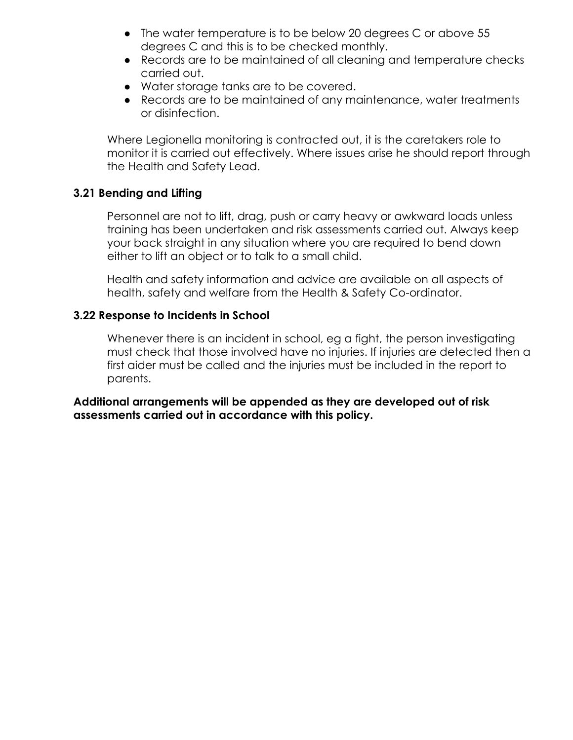- The water temperature is to be below 20 degrees C or above 55 degrees C and this is to be checked monthly.
- Records are to be maintained of all cleaning and temperature checks carried out.
- Water storage tanks are to be covered.
- Records are to be maintained of any maintenance, water treatments or disinfection.

Where Legionella monitoring is contracted out, it is the caretakers role to monitor it is carried out effectively. Where issues arise he should report through the Health and Safety Lead.

### 3.21 Bending and Lifting

Personnel are not to lift, drag, push or carry heavy or awkward loads unless training has been undertaken and risk assessments carried out. Always keep your back straight in any situation where you are required to bend down either to lift an object or to talk to a small child.

Health and safety information and advice are available on all aspects of health, safety and welfare from the Health & Safety Co-ordinator.

### 3.22 Response to Incidents in School

Whenever there is an incident in school, eg a fight, the person investigating must check that those involved have no injuries. If injuries are detected then a first aider must be called and the injuries must be included in the report to parents.

**Additional arrangements will be appended as they are developed out of risk assessments carried out in accordance with this policy.**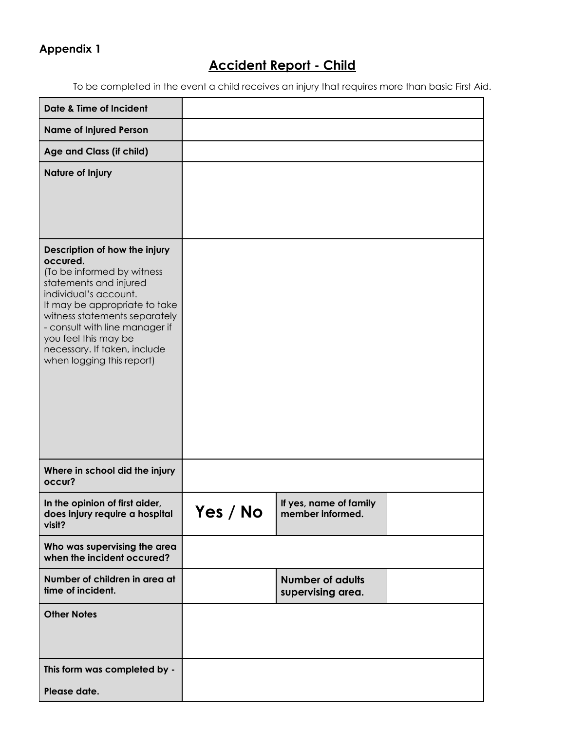**Appendix 1**

# Accident Report - Child

To be completed in the event a child receives an injury that requires more than basic First Aid.

| **Date & Time of Incident** | | | |
|---|---|---|---|
| **Name of Injured Person** | | | |
| **Age and Class (if child)** | | | |
| **Nature of Injury** | | | |
| **Description of how the injury occured.** (To be informed by witness statements and injured individual's account. It may be appropriate to take witness statements separately - consult with line manager if you feel this may be necessary. If taken, include when logging this report) | | | |
| **Where in school did the injury occur?** | | | |
| **In the opinion of first aider, does injury require a hospital visit?** | **Yes / No** | **If yes, name of family member informed.** | |
| **Who was supervising the area when the incident occured?** | | | |
| **Number of children in area at time of incident.** | | **Number of adults supervising area.** | |
| **Other Notes** | | | |
| **This form was completed by -** **Please date.** | | | |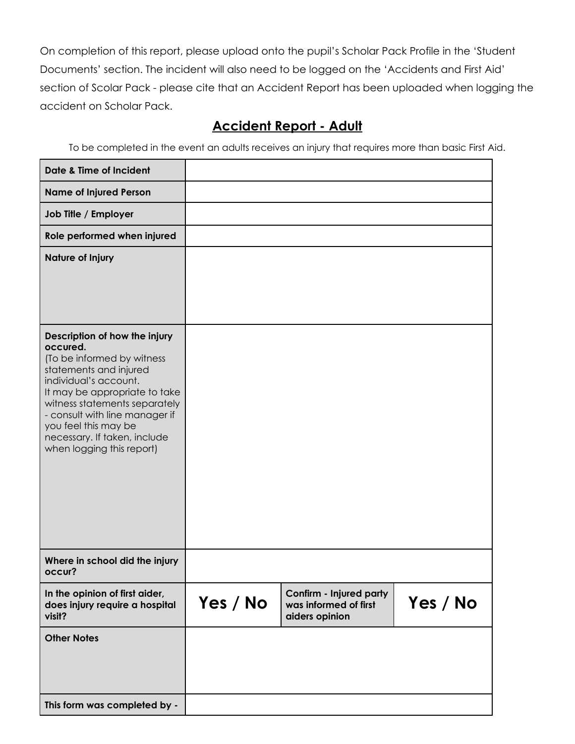On completion of this report, please upload onto the pupil's Scholar Pack Profile in the 'Student Documents' section. The incident will also need to be logged on the 'Accidents and First Aid' section of Scolar Pack - please cite that an Accident Report has been uploaded when logging the accident on Scholar Pack.

## Accident Report - Adult

To be completed in the event an adults receives an injury that requires more than basic First Aid.

| | | | |
|---|---|---|---|
| **Date & Time of Incident** | | | |
| **Name of Injured Person** | | | |
| **Job Title / Employer** | | | |
| **Role performed when injured** | | | |
| **Nature of Injury** | | | |
| **Description of how the injury occured.** (To be informed by witness statements and injured individual's account. It may be appropriate to take witness statements separately - consult with line manager if you feel this may be necessary. If taken, include when logging this report) | | | |
| **Where in school did the injury occur?** | | | |
| **In the opinion of first aider, does injury require a hospital visit?** | **Yes / No** | **Confirm - Injured party was informed of first aiders opinion** | **Yes / No** |
| **Other Notes** | | | |
| **This form was completed by -** | | | |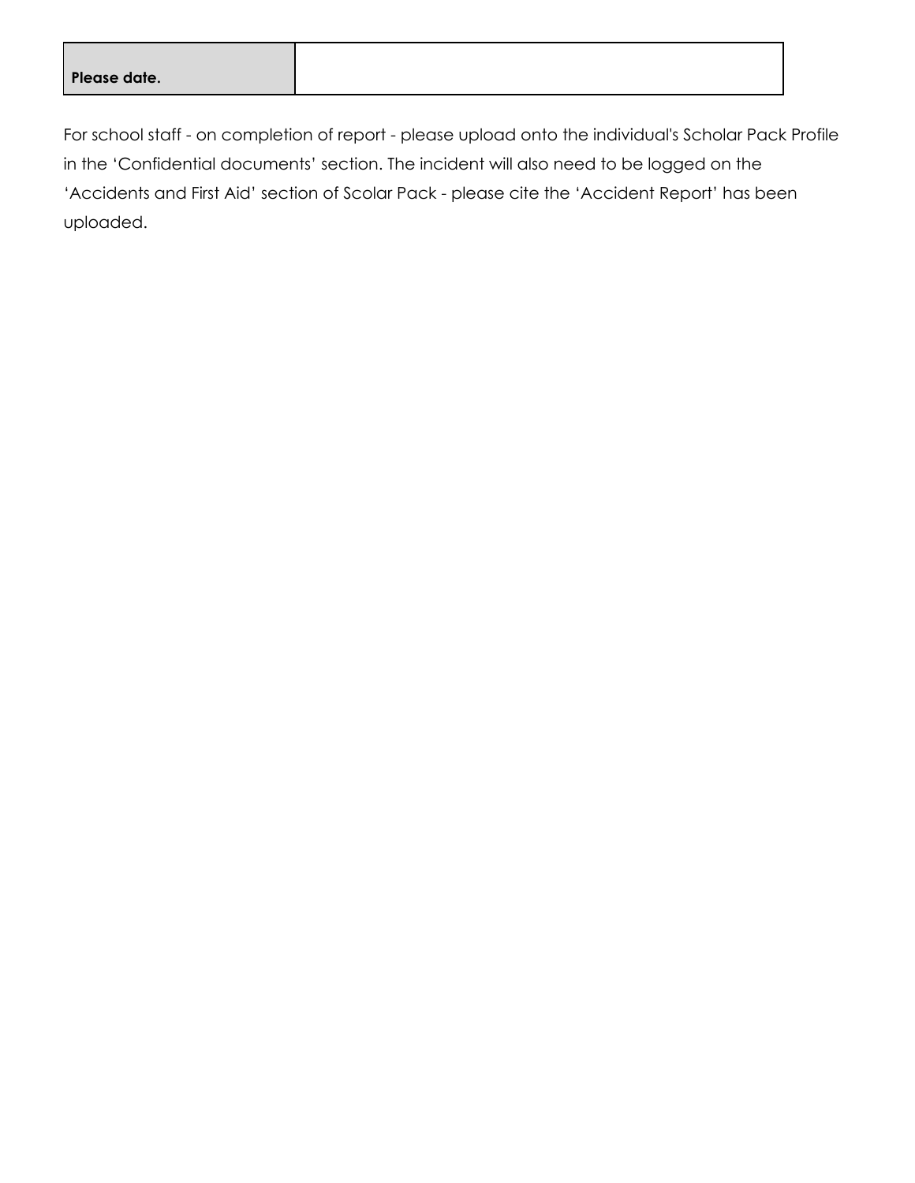| | |
|---|---|
| **Please date.** | |

For school staff - on completion of report - please upload onto the individual's Scholar Pack Profile in the 'Confidential documents' section. The incident will also need to be logged on the 'Accidents and First Aid' section of Scolar Pack - please cite the 'Accident Report' has been uploaded.